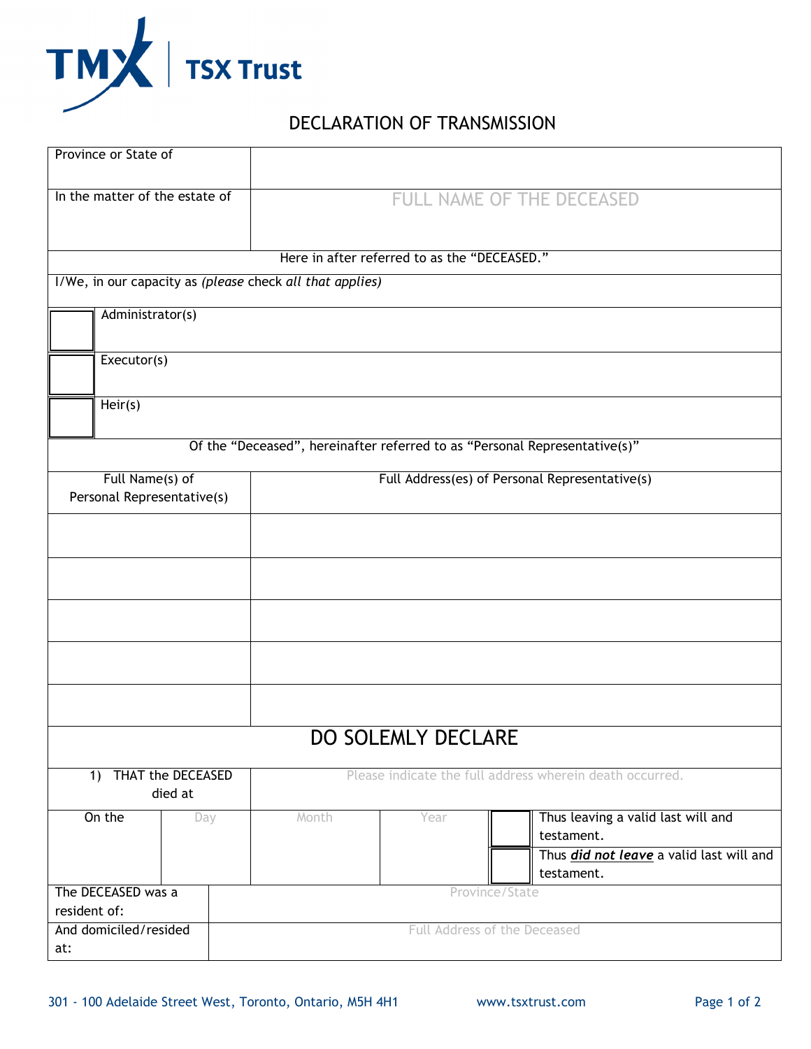TMX | TSX Trust

# DECLARATION OF TRANSMISSION

| | |
|---|---|
| Province or State of | |
| In the matter of the estate of | FULL NAME OF THE DECEASED |

Here in after referred to as the "DECEASED."

I/We, in our capacity as *(please* check *all that applies)*

- ☐ Administrator(s)
- ☐ Executor(s)
- ☐ Heir(s)

Of the "Deceased", hereinafter referred to as "Personal Representative(s)"

| Full Name(s) of Personal Representative(s) | Full Address(es) of Personal Representative(s) |
|---|---|
| | |
| | |
| | |
| | |
| | |

## DO SOLEMLY DECLARE

| | | | | | |
|---|---|---|---|---|---|
| 1) THAT the DECEASED died at | Please indicate the full address wherein death occurred. | | | | |
| On the | Day | Month | Year | ☐ | Thus leaving a valid last will and testament. |
| | | | | ☐ | Thus ***did not leave*** a valid last will and testament. |
| The DECEASED was a resident of: | Province/State | | | | |
| And domiciled/resided at: | Full Address of the Deceased | | | | |

301 - 100 Adelaide Street West, Toronto, Ontario, M5H 4H1 www.tsxtrust.com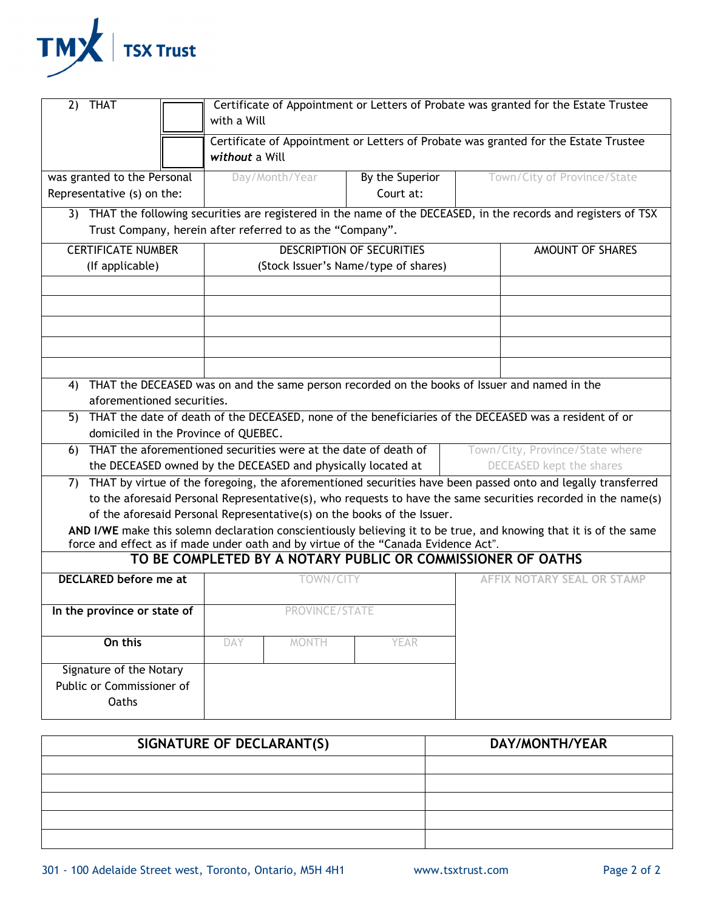| | | |
|---|---|---|
| 2) THAT | ☐ | Certificate of Appointment or Letters of Probate was granted for the Estate Trustee with a Will |
| | ☐ | Certificate of Appointment or Letters of Probate was granted for the Estate Trustee *without* a Will |

| | | | |
|---|---|---|---|
| was granted to the Personal Representative (s) on the: | Day/Month/Year | By the Superior Court at: | Town/City of Province/State |

3) THAT the following securities are registered in the name of the DECEASED, in the records and registers of TSX Trust Company, herein after referred to as the "Company".

| CERTIFICATE NUMBER (If applicable) | DESCRIPTION OF SECURITIES (Stock Issuer's Name/type of shares) | AMOUNT OF SHARES |
|---|---|---|
| | | |
| | | |
| | | |
| | | |
| | | |

4) THAT the DECEASED was on and the same person recorded on the books of Issuer and named in the aforementioned securities.

5) THAT the date of death of the DECEASED, none of the beneficiaries of the DECEASED was a resident of or domiciled in the Province of QUEBEC.

| | |
|---|---|
| 6) THAT the aforementioned securities were at the date of death of the DECEASED owned by the DECEASED and physically located at | Town/City, Province/State where DECEASED kept the shares |

7) THAT by virtue of the foregoing, the aforementioned securities have been passed onto and legally transferred to the aforesaid Personal Representative(s), who requests to have the same securities recorded in the name(s) of the aforesaid Personal Representative(s) on the books of the Issuer.

**AND I/WE** make this solemn declaration conscientiously believing it to be true, and knowing that it is of the same force and effect as if made under oath and by virtue of the "Canada Evidence Act".

## TO BE COMPLETED BY A NOTARY PUBLIC OR COMMISSIONER OF OATHS

| | | | | |
|---|---|---|---|---|
| **DECLARED before me at** | TOWN/CITY | | | AFFIX NOTARY SEAL OR STAMP |
| **In the province or state of** | PROVINCE/STATE | | | |
| **On this** | DAY | MONTH | YEAR | |
| Signature of the Notary Public or Commissioner of Oaths | | | | |

| SIGNATURE OF DECLARANT(S) | DAY/MONTH/YEAR |
|---|---|
| | |
| | |
| | |
| | |
| | |

301 - 100 Adelaide Street west, Toronto, Ontario, M5H 4H1 www.tsxtrust.com